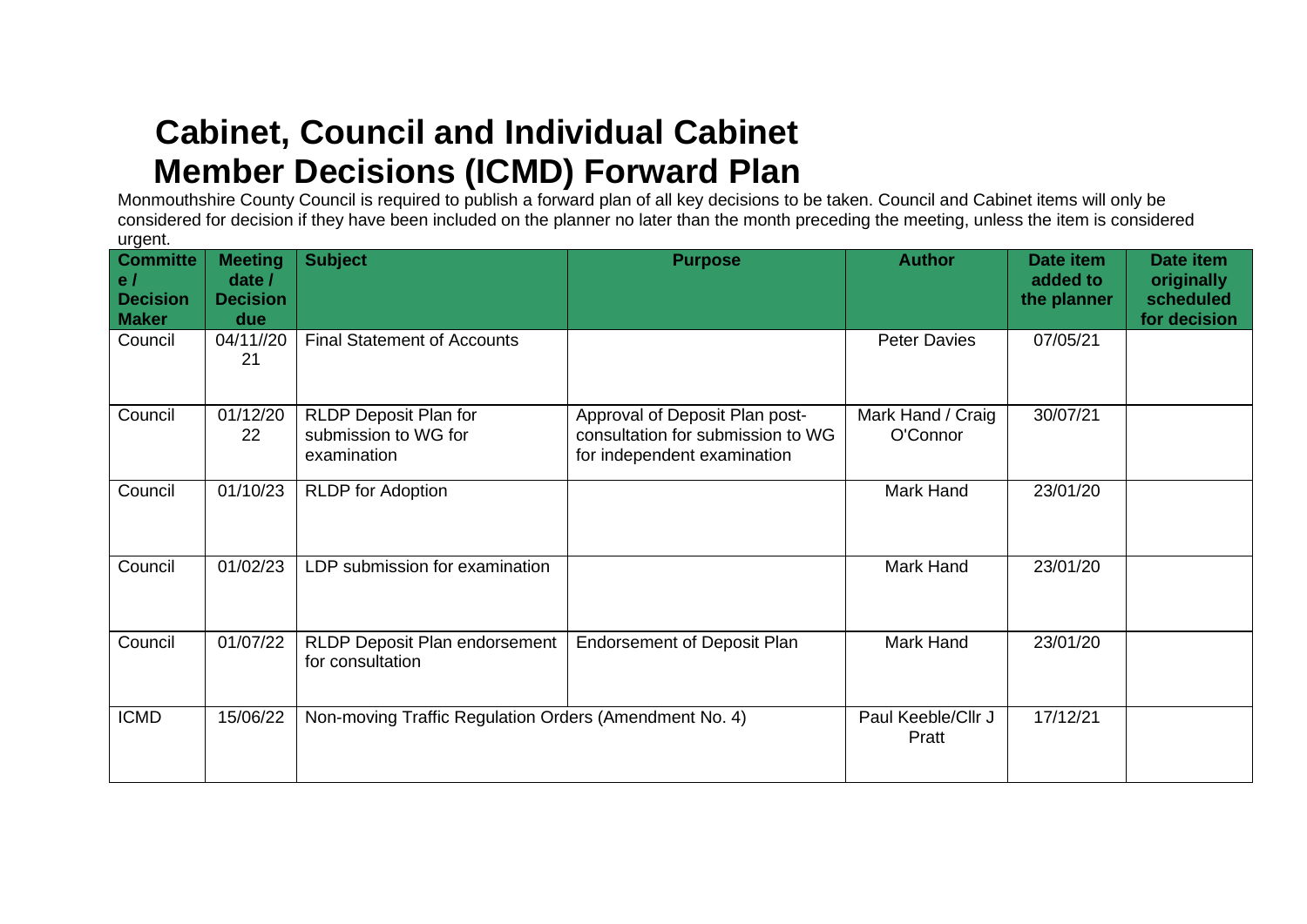# Cabinet, Council and Individual Cabinet Member Decisions (ICMD) Forward Plan

Monmouthshire County Council is required to publish a forward plan of all key decisions to be taken. Council and Cabinet items will only be considered for decision if they have been included on the planner no later than the month preceding the meeting, unless the item is considered urgent.

| Committee / Decision Maker | Meeting date / Decision due | Subject | Purpose | Author | Date item added to the planner | Date item originally scheduled for decision |
|---|---|---|---|---|---|---|
| Council | 04/11//2021 | Final Statement of Accounts | | Peter Davies | 07/05/21 | |
| Council | 01/12/2022 | RLDP Deposit Plan for submission to WG for examination | Approval of Deposit Plan post-consultation for submission to WG for independent examination | Mark Hand / Craig O'Connor | 30/07/21 | |
| Council | 01/10/23 | RLDP for Adoption | | Mark Hand | 23/01/20 | |
| Council | 01/02/23 | LDP submission for examination | | Mark Hand | 23/01/20 | |
| Council | 01/07/22 | RLDP Deposit Plan endorsement for consultation | Endorsement of Deposit Plan | Mark Hand | 23/01/20 | |
| ICMD | 15/06/22 | Non-moving Traffic Regulation Orders (Amendment No. 4) | | Paul Keeble/Cllr J Pratt | 17/12/21 | |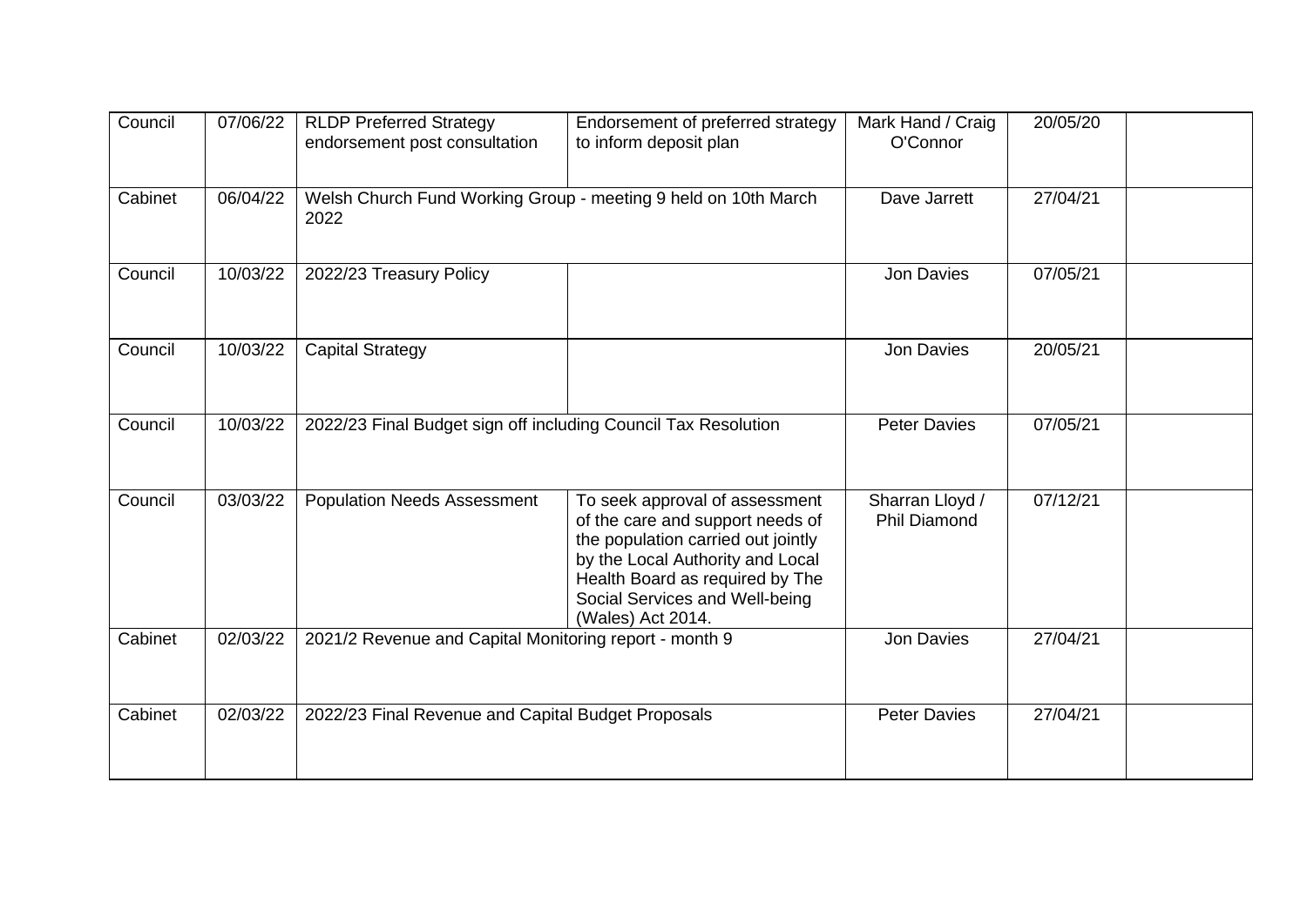| Council | 07/06/22 | RLDP Preferred Strategy endorsement post consultation | Endorsement of preferred strategy to inform deposit plan | Mark Hand / Craig O'Connor | 20/05/20 | |
|---|---|---|---|---|---|---|
| Cabinet | 06/04/22 | Welsh Church Fund Working Group - meeting 9 held on 10th March 2022 | | Dave Jarrett | 27/04/21 | |
| Council | 10/03/22 | 2022/23 Treasury Policy | | Jon Davies | 07/05/21 | |
| Council | 10/03/22 | Capital Strategy | | Jon Davies | 20/05/21 | |
| Council | 10/03/22 | 2022/23 Final Budget sign off including Council Tax Resolution | | Peter Davies | 07/05/21 | |
| Council | 03/03/22 | Population Needs Assessment | To seek approval of assessment of the care and support needs of the population carried out jointly by the Local Authority and Local Health Board as required by The Social Services and Well-being (Wales) Act 2014. | Sharran Lloyd / Phil Diamond | 07/12/21 | |
| Cabinet | 02/03/22 | 2021/2 Revenue and Capital Monitoring report - month 9 | | Jon Davies | 27/04/21 | |
| Cabinet | 02/03/22 | 2022/23 Final Revenue and Capital Budget Proposals | | Peter Davies | 27/04/21 | |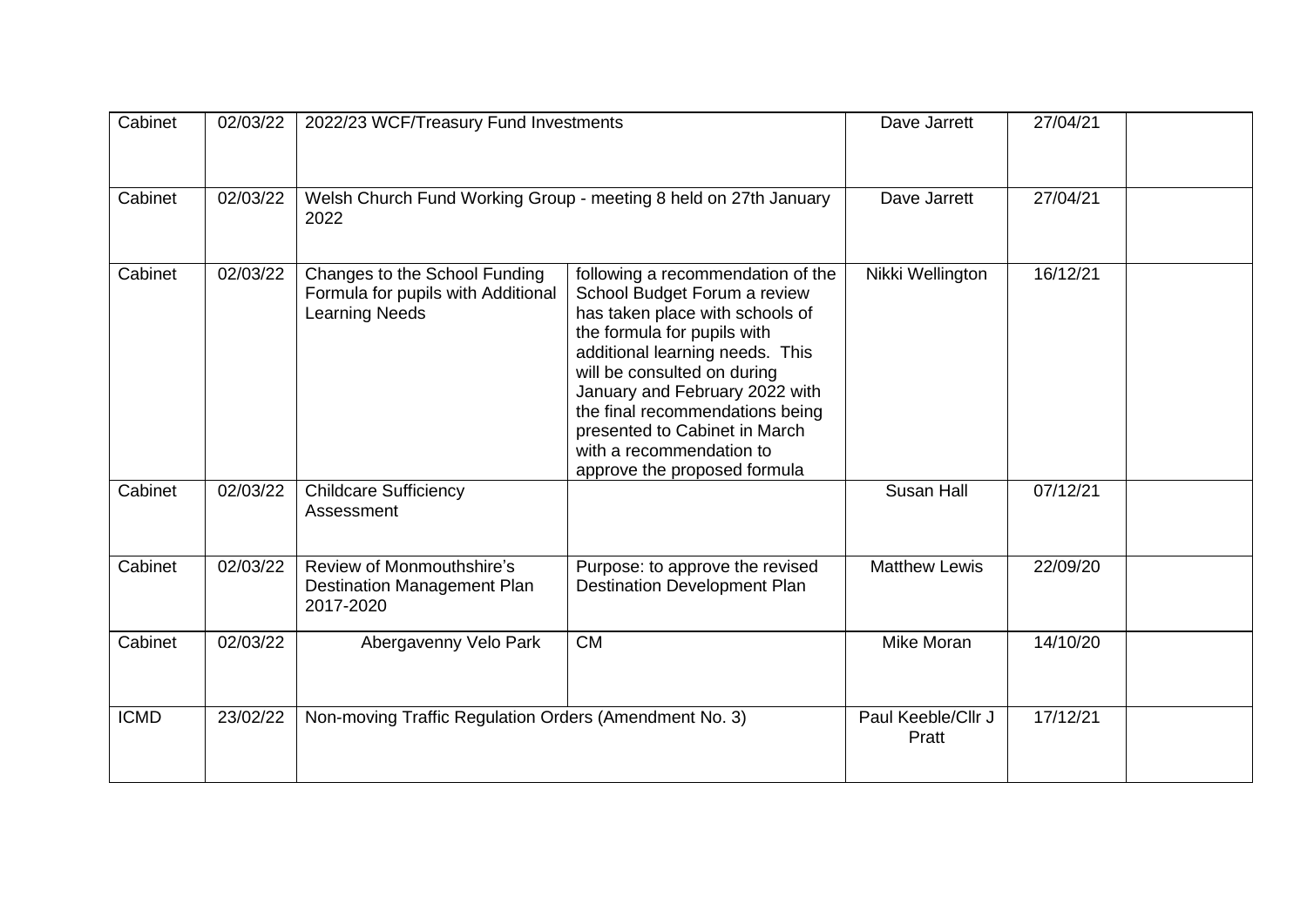| | | | | | | |
|---|---|---|---|---|---|---|
| Cabinet | 02/03/22 | 2022/23 WCF/Treasury Fund Investments | | Dave Jarrett | 27/04/21 | |
| Cabinet | 02/03/22 | Welsh Church Fund Working Group - meeting 8 held on 27th January 2022 | | Dave Jarrett | 27/04/21 | |
| Cabinet | 02/03/22 | Changes to the School Funding Formula for pupils with Additional Learning Needs | following a recommendation of the School Budget Forum a review has taken place with schools of the formula for pupils with additional learning needs. This will be consulted on during January and February 2022 with the final recommendations being presented to Cabinet in March with a recommendation to approve the proposed formula | Nikki Wellington | 16/12/21 | |
| Cabinet | 02/03/22 | Childcare Sufficiency Assessment | | Susan Hall | 07/12/21 | |
| Cabinet | 02/03/22 | Review of Monmouthshire's Destination Management Plan 2017-2020 | Purpose: to approve the revised Destination Development Plan | Matthew Lewis | 22/09/20 | |
| Cabinet | 02/03/22 | Abergavenny Velo Park | CM | Mike Moran | 14/10/20 | |
| ICMD | 23/02/22 | Non-moving Traffic Regulation Orders (Amendment No. 3) | | Paul Keeble/Cllr J Pratt | 17/12/21 | |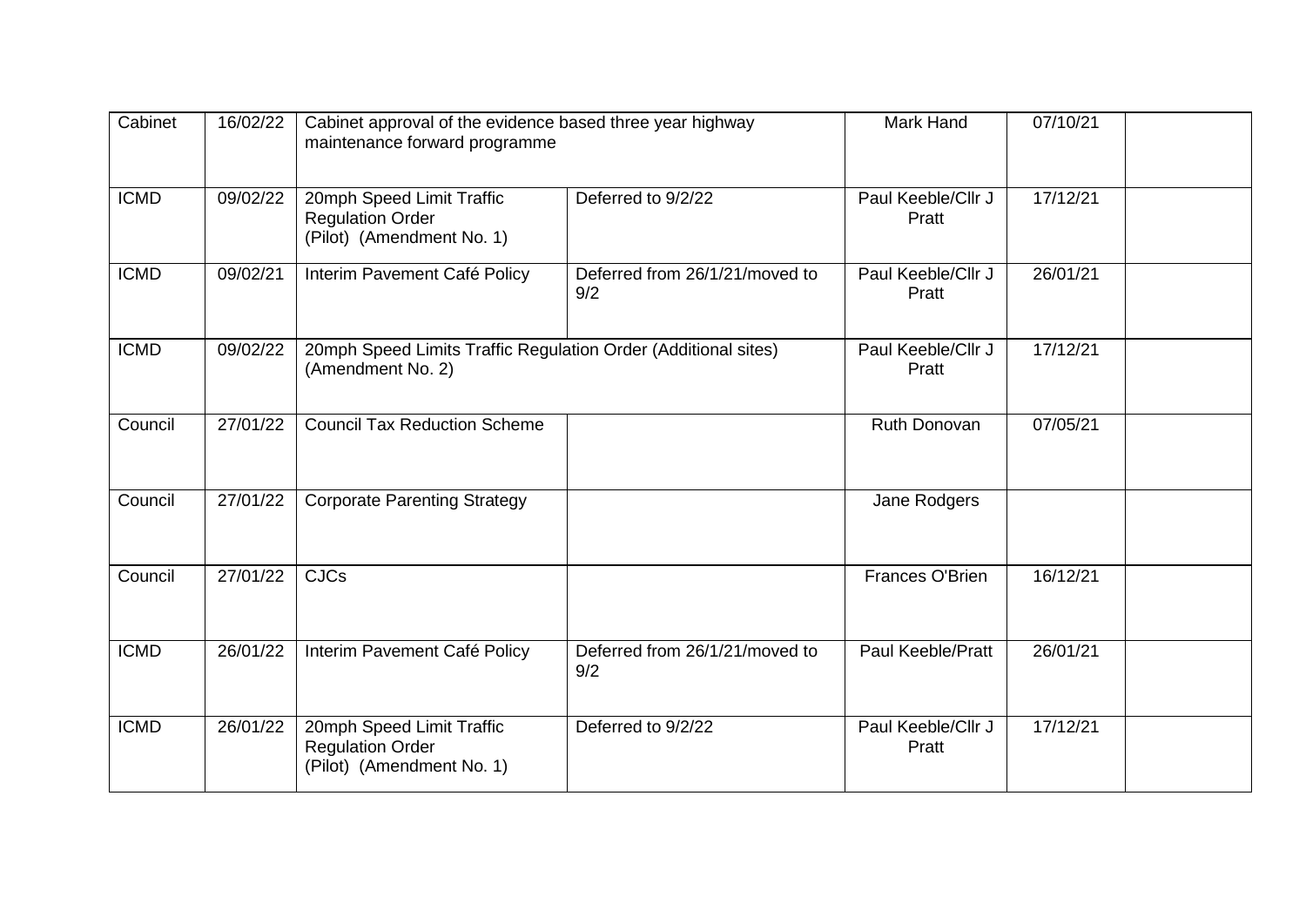| Cabinet | 16/02/22 | Cabinet approval of the evidence based three year highway maintenance forward programme | | Mark Hand | 07/10/21 | |
|---|---|---|---|---|---|---|
| ICMD | 09/02/22 | 20mph Speed Limit Traffic Regulation Order (Pilot) (Amendment No. 1) | Deferred to 9/2/22 | Paul Keeble/Cllr J Pratt | 17/12/21 | |
| ICMD | 09/02/21 | Interim Pavement Café Policy | Deferred from 26/1/21/moved to 9/2 | Paul Keeble/Cllr J Pratt | 26/01/21 | |
| ICMD | 09/02/22 | 20mph Speed Limits Traffic Regulation Order (Additional sites) (Amendment No. 2) | | Paul Keeble/Cllr J Pratt | 17/12/21 | |
| Council | 27/01/22 | Council Tax Reduction Scheme | | Ruth Donovan | 07/05/21 | |
| Council | 27/01/22 | Corporate Parenting Strategy | | Jane Rodgers | | |
| Council | 27/01/22 | CJCs | | Frances O'Brien | 16/12/21 | |
| ICMD | 26/01/22 | Interim Pavement Café Policy | Deferred from 26/1/21/moved to 9/2 | Paul Keeble/Pratt | 26/01/21 | |
| ICMD | 26/01/22 | 20mph Speed Limit Traffic Regulation Order (Pilot) (Amendment No. 1) | Deferred to 9/2/22 | Paul Keeble/Cllr J Pratt | 17/12/21 | |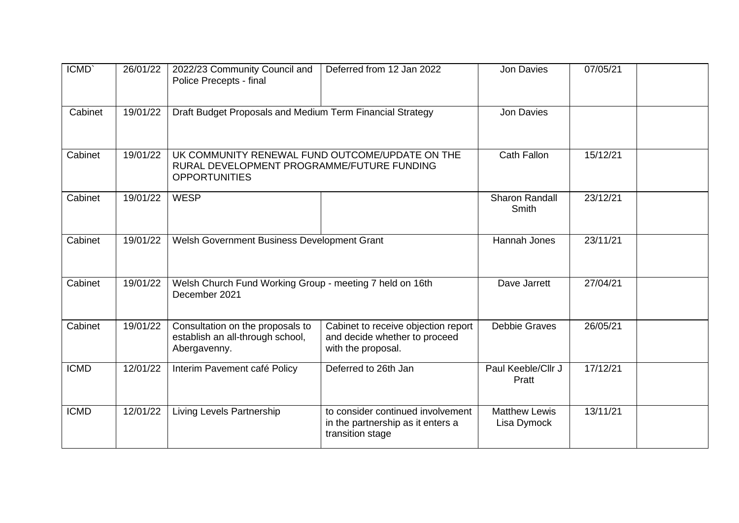| | | | | | | |
|---|---|---|---|---|---|---|
| ICMD` | 26/01/22 | 2022/23 Community Council and Police Precepts - final | Deferred from 12 Jan 2022 | Jon Davies | 07/05/21 | |
| Cabinet | 19/01/22 | Draft Budget Proposals and Medium Term Financial Strategy | | Jon Davies | | |
| Cabinet | 19/01/22 | UK COMMUNITY RENEWAL FUND OUTCOME/UPDATE ON THE RURAL DEVELOPMENT PROGRAMME/FUTURE FUNDING OPPORTUNITIES | | Cath Fallon | 15/12/21 | |
| Cabinet | 19/01/22 | WESP | | Sharon Randall Smith | 23/12/21 | |
| Cabinet | 19/01/22 | Welsh Government Business Development Grant | | Hannah Jones | 23/11/21 | |
| Cabinet | 19/01/22 | Welsh Church Fund Working Group - meeting 7 held on 16th December 2021 | | Dave Jarrett | 27/04/21 | |
| Cabinet | 19/01/22 | Consultation on the proposals to establish an all-through school, Abergavenny. | Cabinet to receive objection report and decide whether to proceed with the proposal. | Debbie Graves | 26/05/21 | |
| ICMD | 12/01/22 | Interim Pavement café Policy | Deferred to 26th Jan | Paul Keeble/Cllr J Pratt | 17/12/21 | |
| ICMD | 12/01/22 | Living Levels Partnership | to consider continued involvement in the partnership as it enters a transition stage | Matthew Lewis Lisa Dymock | 13/11/21 | |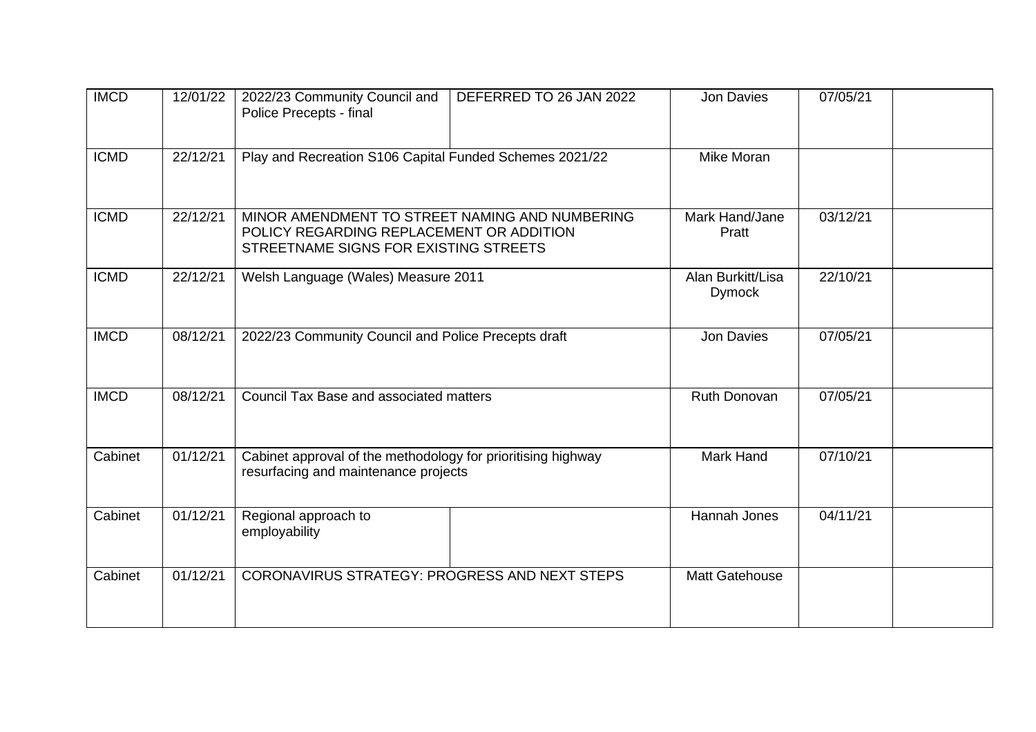| | | | | | | |
|---|---|---|---|---|---|---|
| IMCD | 12/01/22 | 2022/23 Community Council and Police Precepts - final | DEFERRED TO 26 JAN 2022 | Jon Davies | 07/05/21 | |
| ICMD | 22/12/21 | Play and Recreation S106 Capital Funded Schemes 2021/22 | | Mike Moran | | |
| ICMD | 22/12/21 | MINOR AMENDMENT TO STREET NAMING AND NUMBERING POLICY REGARDING REPLACEMENT OR ADDITION STREETNAME SIGNS FOR EXISTING STREETS | | Mark Hand/Jane Pratt | 03/12/21 | |
| ICMD | 22/12/21 | Welsh Language (Wales) Measure 2011 | | Alan Burkitt/Lisa Dymock | 22/10/21 | |
| IMCD | 08/12/21 | 2022/23 Community Council and Police Precepts draft | | Jon Davies | 07/05/21 | |
| IMCD | 08/12/21 | Council Tax Base and associated matters | | Ruth Donovan | 07/05/21 | |
| Cabinet | 01/12/21 | Cabinet approval of the methodology for prioritising highway resurfacing and maintenance projects | | Mark Hand | 07/10/21 | |
| Cabinet | 01/12/21 | Regional approach to employability | | Hannah Jones | 04/11/21 | |
| Cabinet | 01/12/21 | CORONAVIRUS STRATEGY: PROGRESS AND NEXT STEPS | | Matt Gatehouse | | |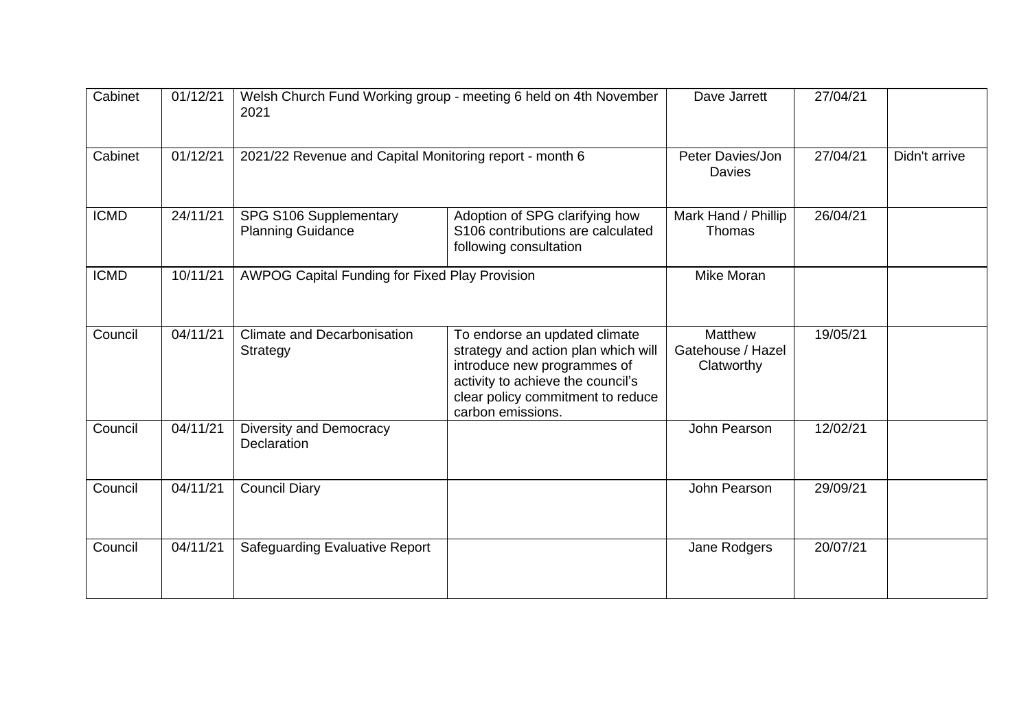| | | | | | | |
|---|---|---|---|---|---|---|
| Cabinet | 01/12/21 | Welsh Church Fund Working group - meeting 6 held on 4th November 2021 | | Dave Jarrett | 27/04/21 | |
| Cabinet | 01/12/21 | 2021/22 Revenue and Capital Monitoring report - month 6 | | Peter Davies/Jon Davies | 27/04/21 | Didn't arrive |
| ICMD | 24/11/21 | SPG S106 Supplementary Planning Guidance | Adoption of SPG clarifying how S106 contributions are calculated following consultation | Mark Hand / Phillip Thomas | 26/04/21 | |
| ICMD | 10/11/21 | AWPOG Capital Funding for Fixed Play Provision | | Mike Moran | | |
| Council | 04/11/21 | Climate and Decarbonisation Strategy | To endorse an updated climate strategy and action plan which will introduce new programmes of activity to achieve the council's clear policy commitment to reduce carbon emissions. | Matthew Gatehouse / Hazel Clatworthy | 19/05/21 | |
| Council | 04/11/21 | Diversity and Democracy Declaration | | John Pearson | 12/02/21 | |
| Council | 04/11/21 | Council Diary | | John Pearson | 29/09/21 | |
| Council | 04/11/21 | Safeguarding Evaluative Report | | Jane Rodgers | 20/07/21 | |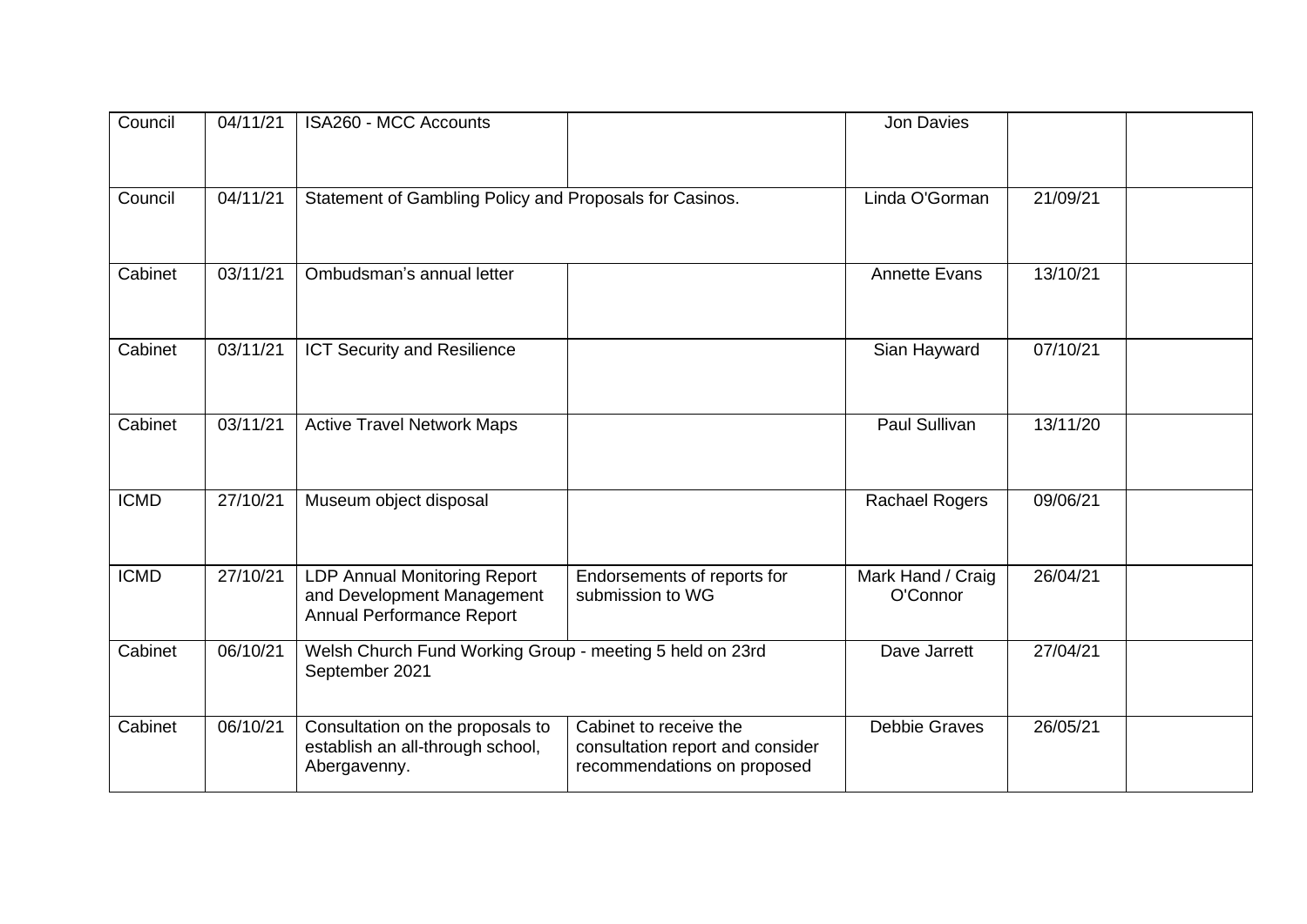| | | | | | | |
|---|---|---|---|---|---|---|
| Council | 04/11/21 | ISA260 - MCC Accounts | | Jon Davies | | |
| Council | 04/11/21 | Statement of Gambling Policy and Proposals for Casinos. | | Linda O'Gorman | 21/09/21 | |
| Cabinet | 03/11/21 | Ombudsman's annual letter | | Annette Evans | 13/10/21 | |
| Cabinet | 03/11/21 | ICT Security and Resilience | | Sian Hayward | 07/10/21 | |
| Cabinet | 03/11/21 | Active Travel Network Maps | | Paul Sullivan | 13/11/20 | |
| ICMD | 27/10/21 | Museum object disposal | | Rachael Rogers | 09/06/21 | |
| ICMD | 27/10/21 | LDP Annual Monitoring Report and Development Management Annual Performance Report | Endorsements of reports for submission to WG | Mark Hand / Craig O'Connor | 26/04/21 | |
| Cabinet | 06/10/21 | Welsh Church Fund Working Group - meeting 5 held on 23rd September 2021 | | Dave Jarrett | 27/04/21 | |
| Cabinet | 06/10/21 | Consultation on the proposals to establish an all-through school, Abergavenny. | Cabinet to receive the consultation report and consider recommendations on proposed | Debbie Graves | 26/05/21 | |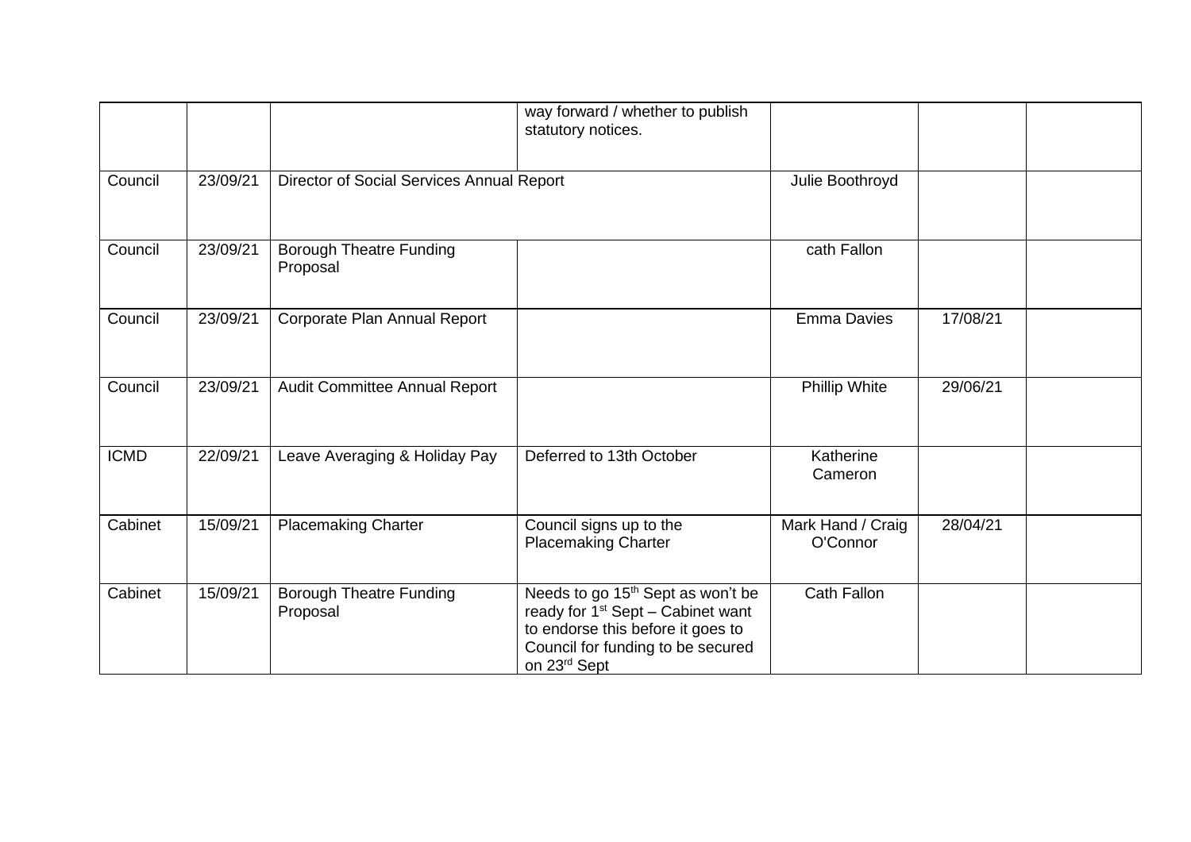| | | | | | | |
|---|---|---|---|---|---|---|
| | | | way forward / whether to publish statutory notices. | | | |
| Council | 23/09/21 | Director of Social Services Annual Report | | Julie Boothroyd | | |
| Council | 23/09/21 | Borough Theatre Funding Proposal | | cath Fallon | | |
| Council | 23/09/21 | Corporate Plan Annual Report | | Emma Davies | 17/08/21 | |
| Council | 23/09/21 | Audit Committee Annual Report | | Phillip White | 29/06/21 | |
| ICMD | 22/09/21 | Leave Averaging & Holiday Pay | Deferred to 13th October | Katherine Cameron | | |
| Cabinet | 15/09/21 | Placemaking Charter | Council signs up to the Placemaking Charter | Mark Hand / Craig O'Connor | 28/04/21 | |
| Cabinet | 15/09/21 | Borough Theatre Funding Proposal | Needs to go 15th Sept as won't be ready for 1st Sept – Cabinet want to endorse this before it goes to Council for funding to be secured on 23rd Sept | Cath Fallon | | |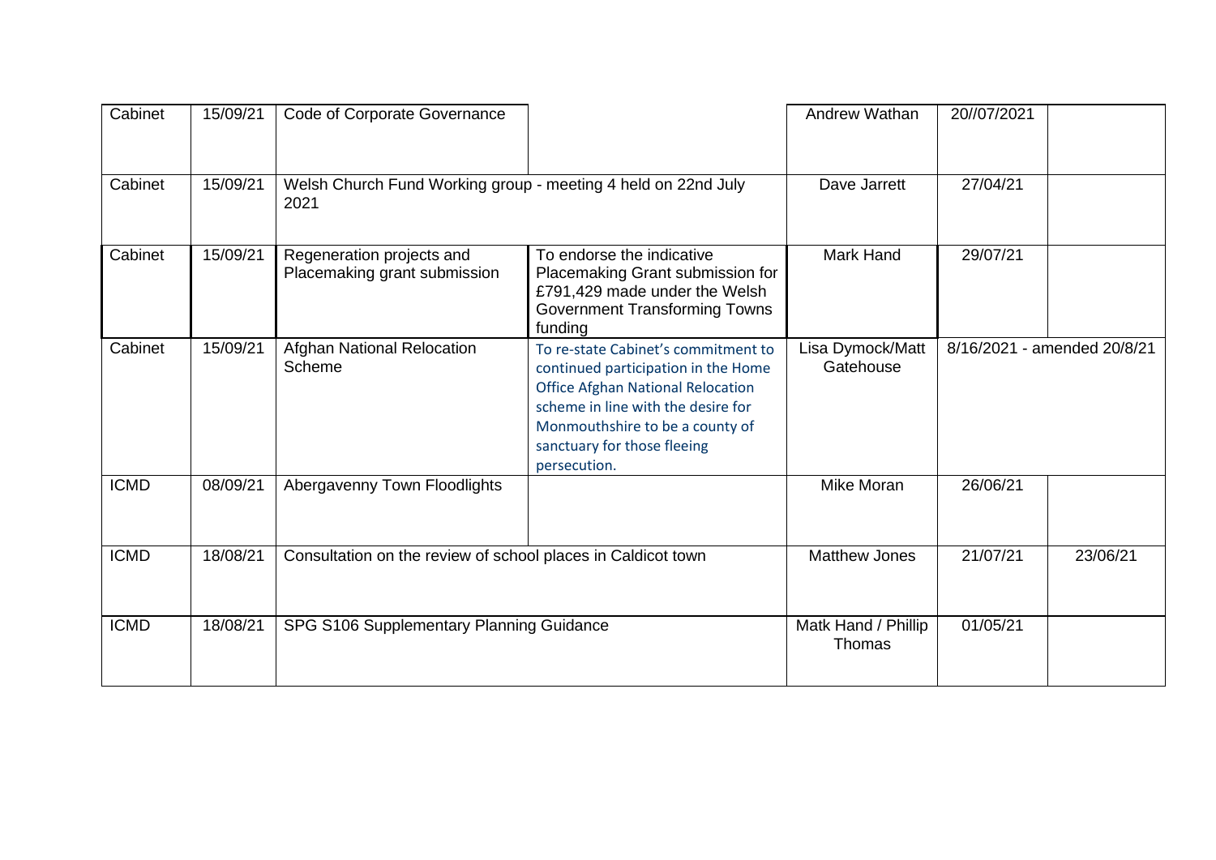| | | | | | | |
|---|---|---|---|---|---|---|
| Cabinet | 15/09/21 | Code of Corporate Governance | | Andrew Wathan | 20//07/2021 | |
| Cabinet | 15/09/21 | Welsh Church Fund Working group - meeting 4 held on 22nd July 2021 | | Dave Jarrett | 27/04/21 | |
| Cabinet | 15/09/21 | Regeneration projects and Placemaking grant submission | To endorse the indicative Placemaking Grant submission for £791,429 made under the Welsh Government Transforming Towns funding | Mark Hand | 29/07/21 | |
| Cabinet | 15/09/21 | Afghan National Relocation Scheme | To re-state Cabinet's commitment to continued participation in the Home Office Afghan National Relocation scheme in line with the desire for Monmouthshire to be a county of sanctuary for those fleeing persecution. | Lisa Dymock/Matt Gatehouse | 8/16/2021 - amended 20/8/21 | |
| ICMD | 08/09/21 | Abergavenny Town Floodlights | | Mike Moran | 26/06/21 | |
| ICMD | 18/08/21 | Consultation on the review of school places in Caldicot town | | Matthew Jones | 21/07/21 | 23/06/21 |
| ICMD | 18/08/21 | SPG S106 Supplementary Planning Guidance | | Matk Hand / Phillip Thomas | 01/05/21 | |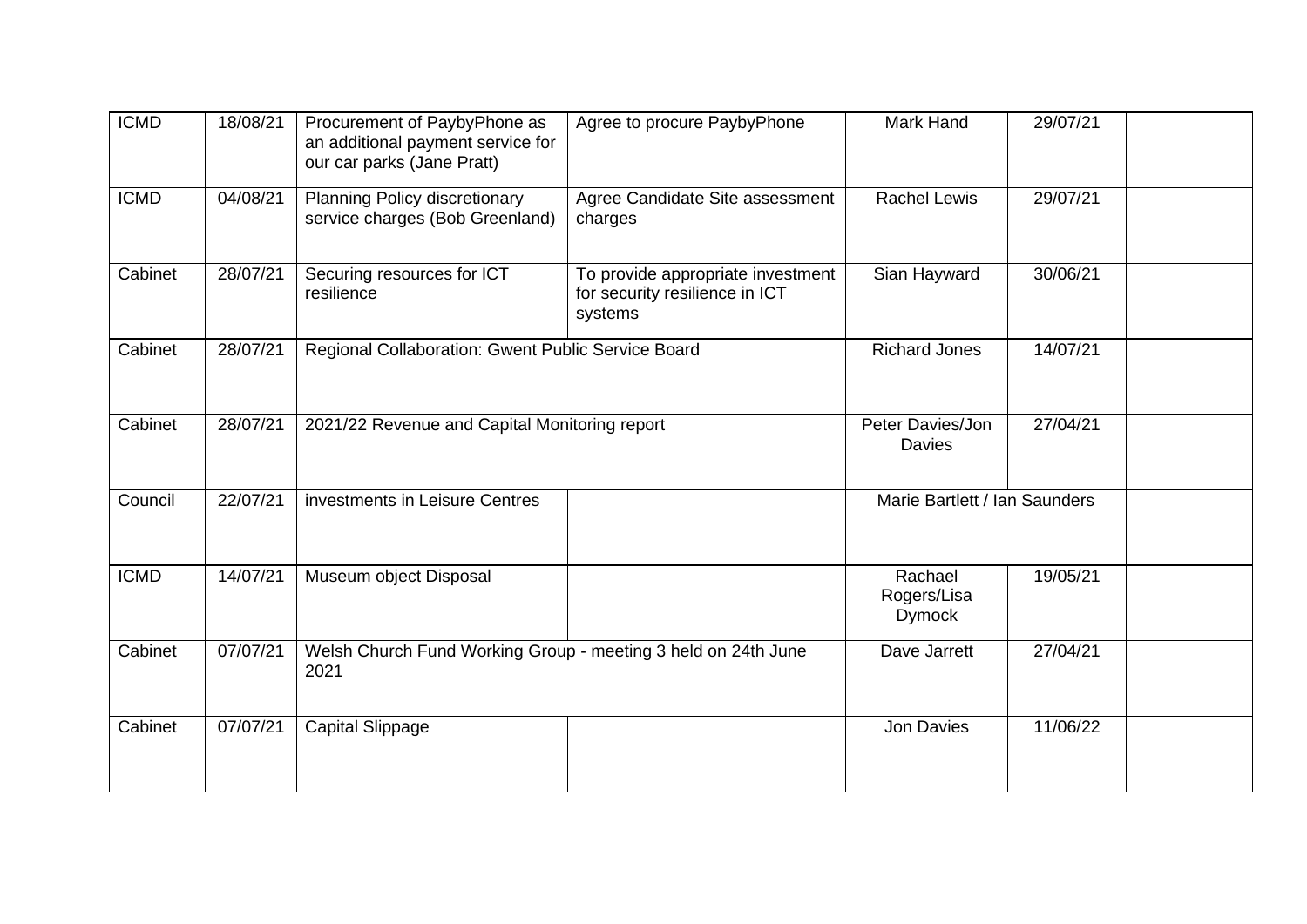| ICMD | 18/08/21 | Procurement of PaybyPhone as an additional payment service for our car parks (Jane Pratt) | Agree to procure PaybyPhone | Mark Hand | 29/07/21 | |
|---|---|---|---|---|---|---|
| ICMD | 04/08/21 | Planning Policy discretionary service charges (Bob Greenland) | Agree Candidate Site assessment charges | Rachel Lewis | 29/07/21 | |
| Cabinet | 28/07/21 | Securing resources for ICT resilience | To provide appropriate investment for security resilience in ICT systems | Sian Hayward | 30/06/21 | |
| Cabinet | 28/07/21 | Regional Collaboration: Gwent Public Service Board | | Richard Jones | 14/07/21 | |
| Cabinet | 28/07/21 | 2021/22 Revenue and Capital Monitoring report | | Peter Davies/Jon Davies | 27/04/21 | |
| Council | 22/07/21 | investments in Leisure Centres | | Marie Bartlett / Ian Saunders | | |
| ICMD | 14/07/21 | Museum object Disposal | | Rachael Rogers/Lisa Dymock | 19/05/21 | |
| Cabinet | 07/07/21 | Welsh Church Fund Working Group - meeting 3 held on 24th June 2021 | | Dave Jarrett | 27/04/21 | |
| Cabinet | 07/07/21 | Capital Slippage | | Jon Davies | 11/06/22 | |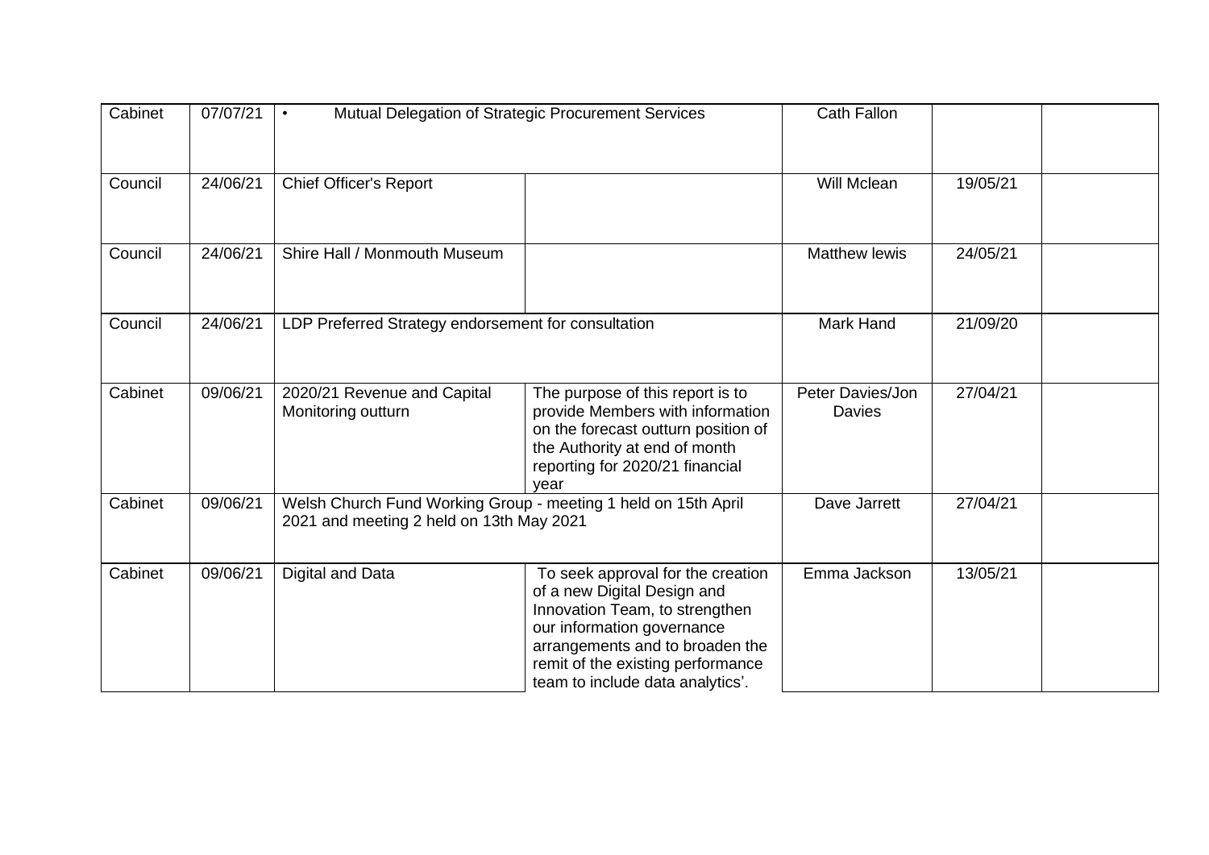| Cabinet | 07/07/21 | • Mutual Delegation of Strategic Procurement Services | | Cath Fallon | | |
|---|---|---|---|---|---|---|
| Council | 24/06/21 | Chief Officer's Report | | Will Mclean | 19/05/21 | |
| Council | 24/06/21 | Shire Hall / Monmouth Museum | | Matthew lewis | 24/05/21 | |
| Council | 24/06/21 | LDP Preferred Strategy endorsement for consultation | | Mark Hand | 21/09/20 | |
| Cabinet | 09/06/21 | 2020/21 Revenue and Capital Monitoring outturn | The purpose of this report is to provide Members with information on the forecast outturn position of the Authority at end of month reporting for 2020/21 financial year | Peter Davies/Jon Davies | 27/04/21 | |
| Cabinet | 09/06/21 | Welsh Church Fund Working Group - meeting 1 held on 15th April 2021 and meeting 2 held on 13th May 2021 | | Dave Jarrett | 27/04/21 | |
| Cabinet | 09/06/21 | Digital and Data | To seek approval for the creation of a new Digital Design and Innovation Team, to strengthen our information governance arrangements and to broaden the remit of the existing performance team to include data analytics'. | Emma Jackson | 13/05/21 | |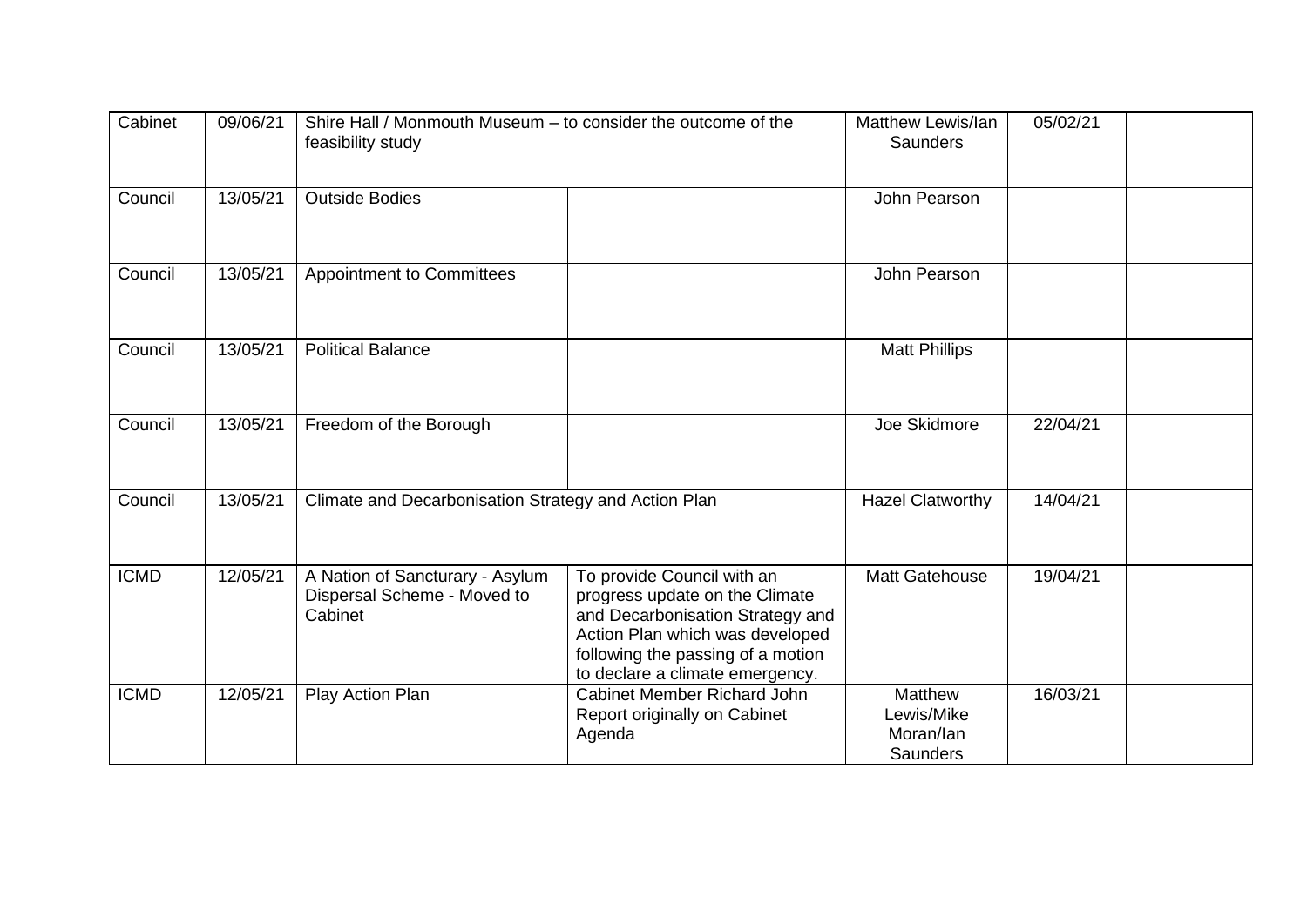| Cabinet | 09/06/21 | Shire Hall / Monmouth Museum – to consider the outcome of the feasibility study | | Matthew Lewis/Ian Saunders | 05/02/21 | |
|---|---|---|---|---|---|---|
| Council | 13/05/21 | Outside Bodies | | John Pearson | | |
| Council | 13/05/21 | Appointment to Committees | | John Pearson | | |
| Council | 13/05/21 | Political Balance | | Matt Phillips | | |
| Council | 13/05/21 | Freedom of the Borough | | Joe Skidmore | 22/04/21 | |
| Council | 13/05/21 | Climate and Decarbonisation Strategy and Action Plan | | Hazel Clatworthy | 14/04/21 | |
| ICMD | 12/05/21 | A Nation of Sancturary - Asylum Dispersal Scheme - Moved to Cabinet | To provide Council with an progress update on the Climate and Decarbonisation Strategy and Action Plan which was developed following the passing of a motion to declare a climate emergency. | Matt Gatehouse | 19/04/21 | |
| ICMD | 12/05/21 | Play Action Plan | Cabinet Member Richard John Report originally on Cabinet Agenda | Matthew Lewis/Mike Moran/Ian Saunders | 16/03/21 | |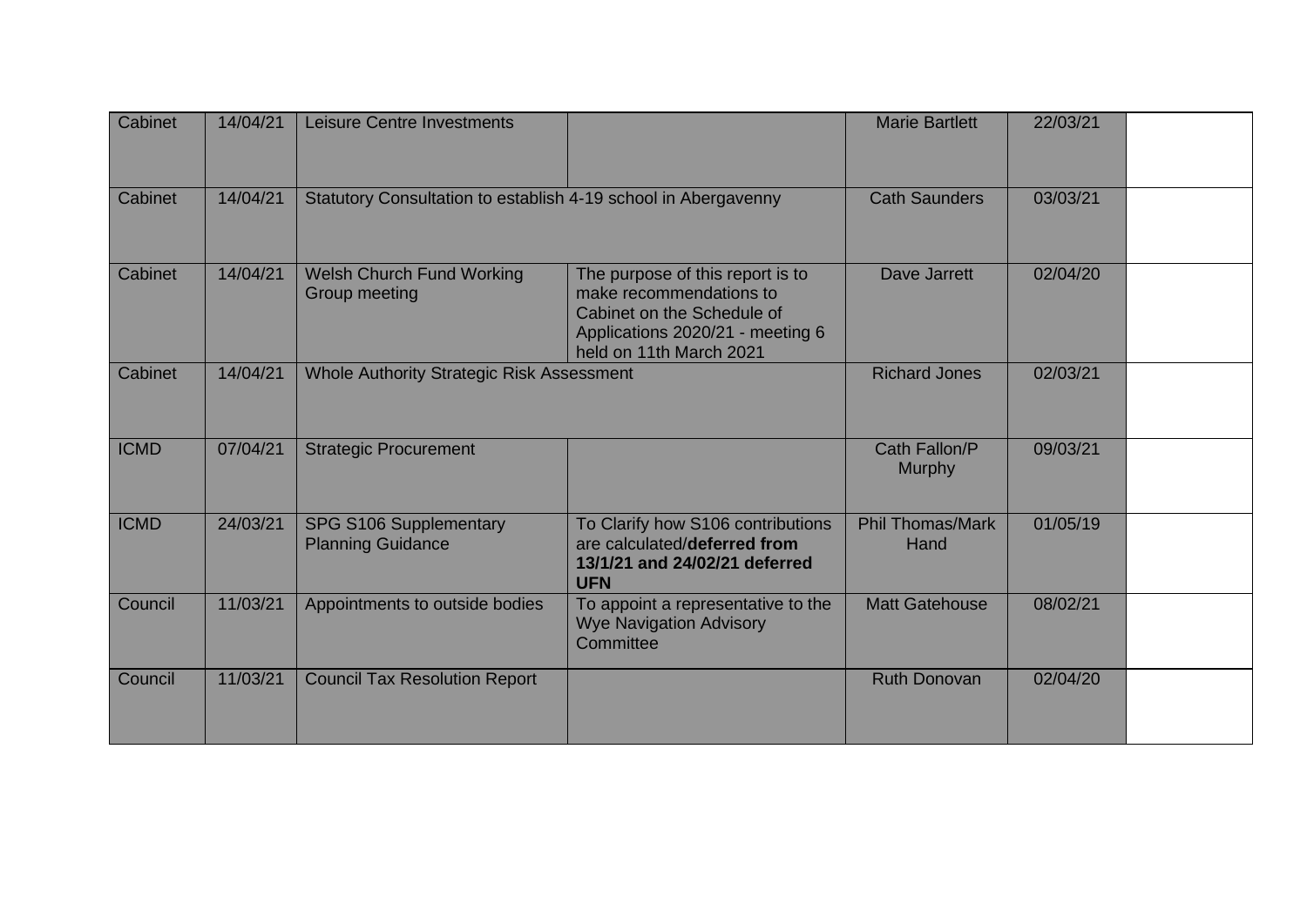| | | | | | | |
|---|---|---|---|---|---|---|
| Cabinet | 14/04/21 | Leisure Centre Investments | | Marie Bartlett | 22/03/21 | |
| Cabinet | 14/04/21 | Statutory Consultation to establish 4-19 school in Abergavenny | | Cath Saunders | 03/03/21 | |
| Cabinet | 14/04/21 | Welsh Church Fund Working Group meeting | The purpose of this report is to make recommendations to Cabinet on the Schedule of Applications 2020/21 - meeting 6 held on 11th March 2021 | Dave Jarrett | 02/04/20 | |
| Cabinet | 14/04/21 | Whole Authority Strategic Risk Assessment | | Richard Jones | 02/03/21 | |
| ICMD | 07/04/21 | Strategic Procurement | | Cath Fallon/P Murphy | 09/03/21 | |
| ICMD | 24/03/21 | SPG S106 Supplementary Planning Guidance | To Clarify how S106 contributions are calculated/**deferred from 13/1/21 and 24/02/21 deferred UFN** | Phil Thomas/Mark Hand | 01/05/19 | |
| Council | 11/03/21 | Appointments to outside bodies | To appoint a representative to the Wye Navigation Advisory Committee | Matt Gatehouse | 08/02/21 | |
| Council | 11/03/21 | Council Tax Resolution Report | | Ruth Donovan | 02/04/20 | |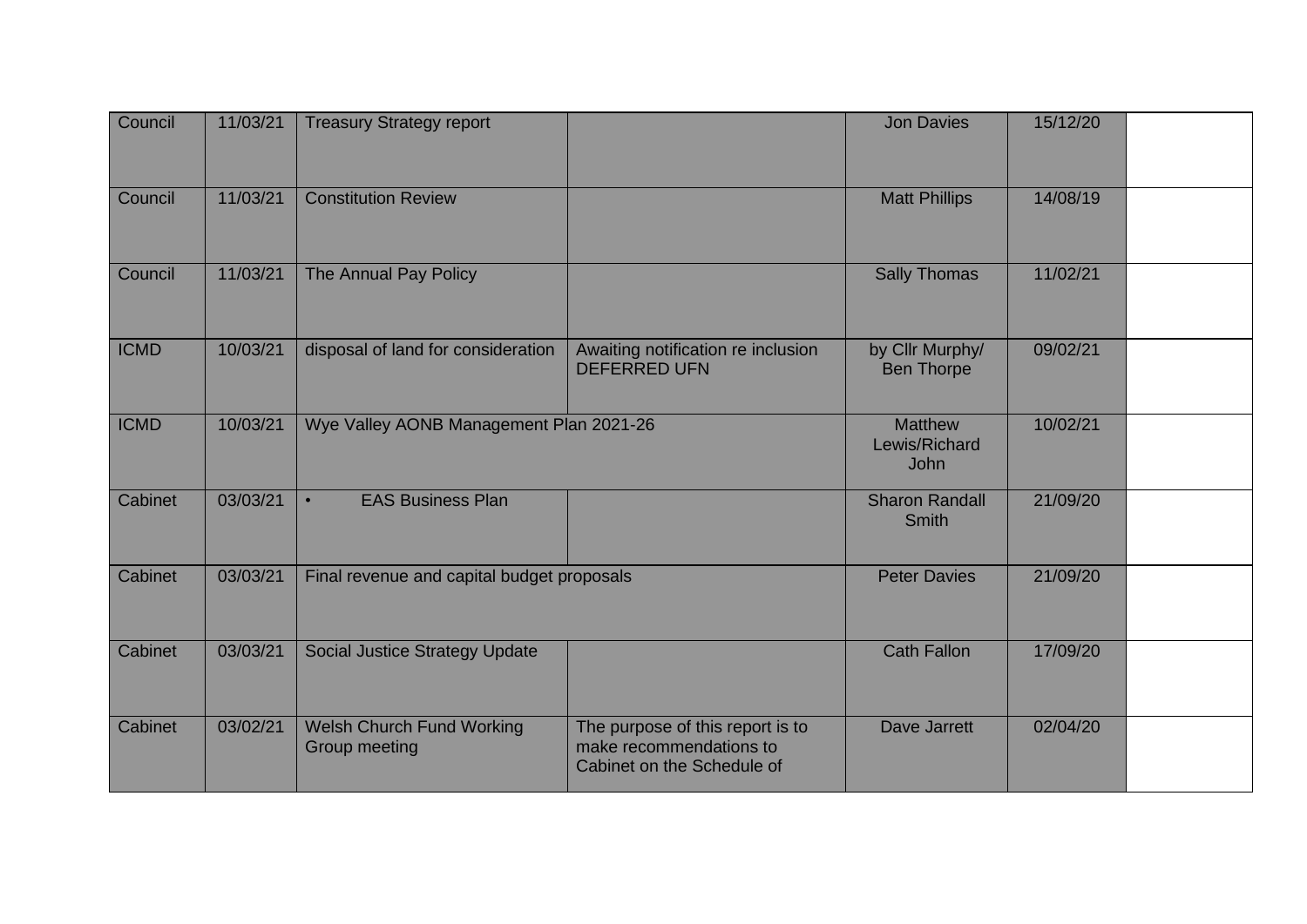| | | | | | | |
|---|---|---|---|---|---|---|
| Council | 11/03/21 | Treasury Strategy report | | Jon Davies | 15/12/20 | |
| Council | 11/03/21 | Constitution Review | | Matt Phillips | 14/08/19 | |
| Council | 11/03/21 | The Annual Pay Policy | | Sally Thomas | 11/02/21 | |
| ICMD | 10/03/21 | disposal of land for consideration | Awaiting notification re inclusion DEFERRED UFN | by Cllr Murphy/ Ben Thorpe | 09/02/21 | |
| ICMD | 10/03/21 | Wye Valley AONB Management Plan 2021-26 | | Matthew Lewis/Richard John | 10/02/21 | |
| Cabinet | 03/03/21 | • EAS Business Plan | | Sharon Randall Smith | 21/09/20 | |
| Cabinet | 03/03/21 | Final revenue and capital budget proposals | | Peter Davies | 21/09/20 | |
| Cabinet | 03/03/21 | Social Justice Strategy Update | | Cath Fallon | 17/09/20 | |
| Cabinet | 03/02/21 | Welsh Church Fund Working Group meeting | The purpose of this report is to make recommendations to Cabinet on the Schedule of | Dave Jarrett | 02/04/20 | |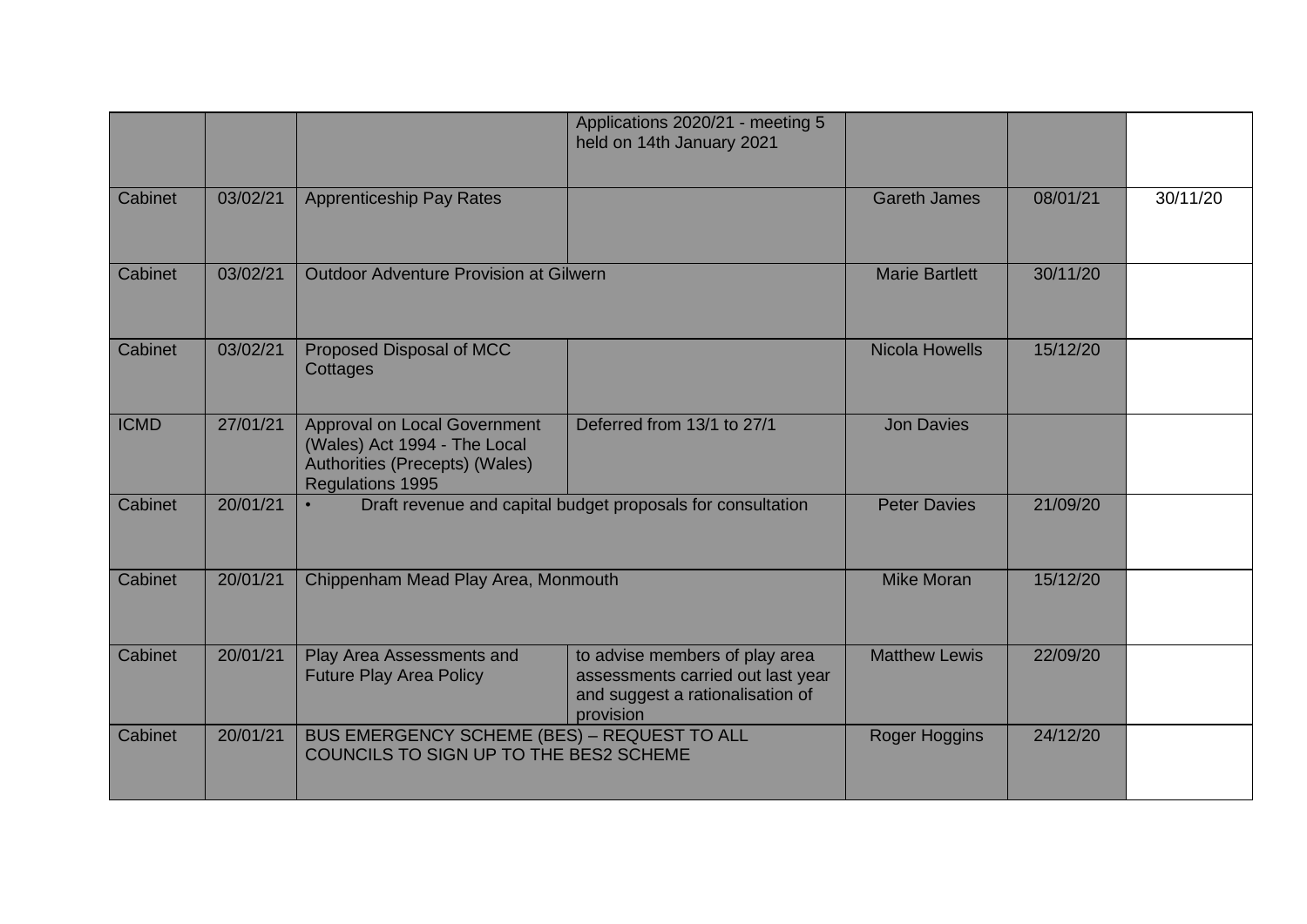| | | | | | | |
|---|---|---|---|---|---|---|
| | | | Applications 2020/21 - meeting 5 held on 14th January 2021 | | | |
| Cabinet | 03/02/21 | Apprenticeship Pay Rates | | Gareth James | 08/01/21 | 30/11/20 |
| Cabinet | 03/02/21 | Outdoor Adventure Provision at Gilwern | | Marie Bartlett | 30/11/20 | |
| Cabinet | 03/02/21 | Proposed Disposal of MCC Cottages | | Nicola Howells | 15/12/20 | |
| ICMD | 27/01/21 | Approval on Local Government (Wales) Act 1994 - The Local Authorities (Precepts) (Wales) Regulations 1995 | Deferred from 13/1 to 27/1 | Jon Davies | | |
| Cabinet | 20/01/21 | • Draft revenue and capital budget proposals for consultation | | Peter Davies | 21/09/20 | |
| Cabinet | 20/01/21 | Chippenham Mead Play Area, Monmouth | | Mike Moran | 15/12/20 | |
| Cabinet | 20/01/21 | Play Area Assessments and Future Play Area Policy | to advise members of play area assessments carried out last year and suggest a rationalisation of provision | Matthew Lewis | 22/09/20 | |
| Cabinet | 20/01/21 | BUS EMERGENCY SCHEME (BES) – REQUEST TO ALL COUNCILS TO SIGN UP TO THE BES2 SCHEME | | Roger Hoggins | 24/12/20 | |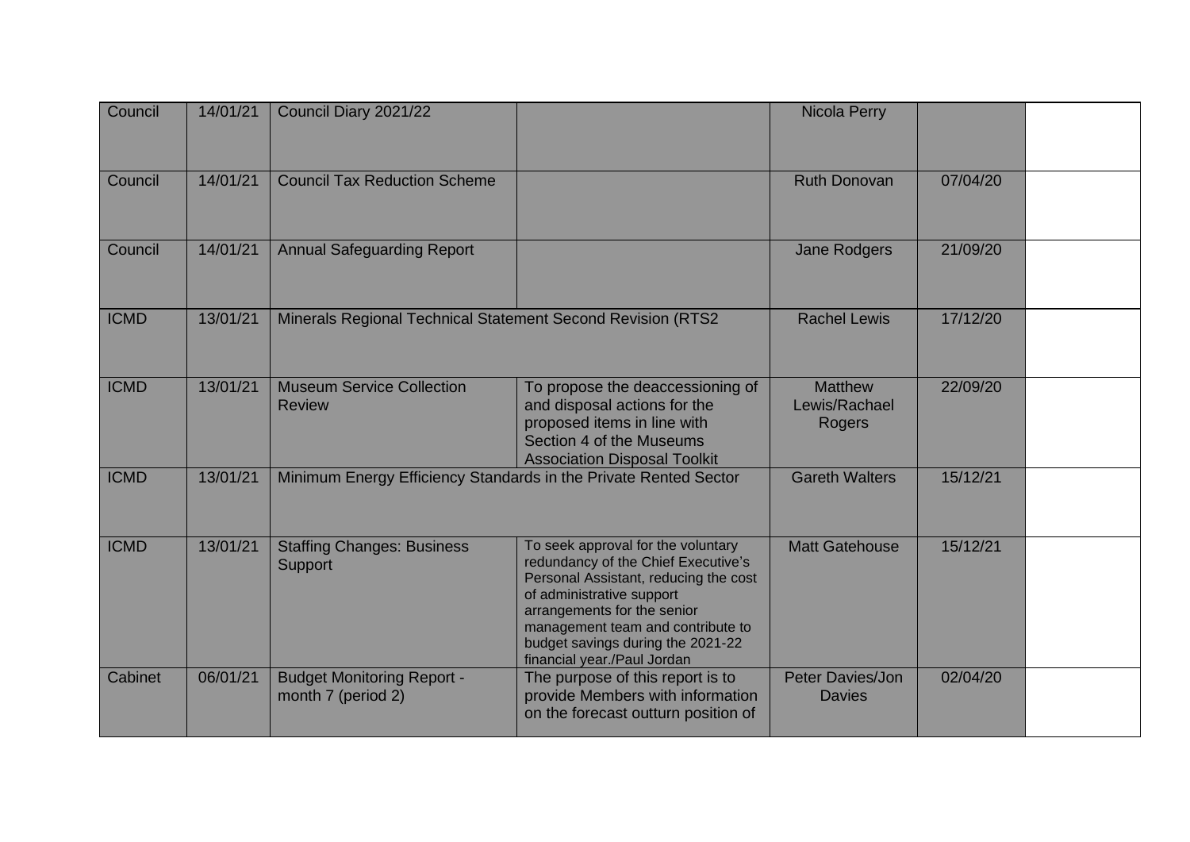| Council | 14/01/21 | Council Diary 2021/22 | | Nicola Perry | | |
|---|---|---|---|---|---|---|
| Council | 14/01/21 | Council Tax Reduction Scheme | | Ruth Donovan | 07/04/20 | |
| Council | 14/01/21 | Annual Safeguarding Report | | Jane Rodgers | 21/09/20 | |
| ICMD | 13/01/21 | Minerals Regional Technical Statement Second Revision (RTS2 | | Rachel Lewis | 17/12/20 | |
| ICMD | 13/01/21 | Museum Service Collection Review | To propose the deaccessioning of and disposal actions for the proposed items in line with Section 4 of the Museums Association Disposal Toolkit | Matthew Lewis/Rachael Rogers | 22/09/20 | |
| ICMD | 13/01/21 | Minimum Energy Efficiency Standards in the Private Rented Sector | | Gareth Walters | 15/12/21 | |
| ICMD | 13/01/21 | Staffing Changes: Business Support | To seek approval for the voluntary redundancy of the Chief Executive's Personal Assistant, reducing the cost of administrative support arrangements for the senior management team and contribute to budget savings during the 2021-22 financial year./Paul Jordan | Matt Gatehouse | 15/12/21 | |
| Cabinet | 06/01/21 | Budget Monitoring Report - month 7 (period 2) | The purpose of this report is to provide Members with information on the forecast outturn position of | Peter Davies/Jon Davies | 02/04/20 | |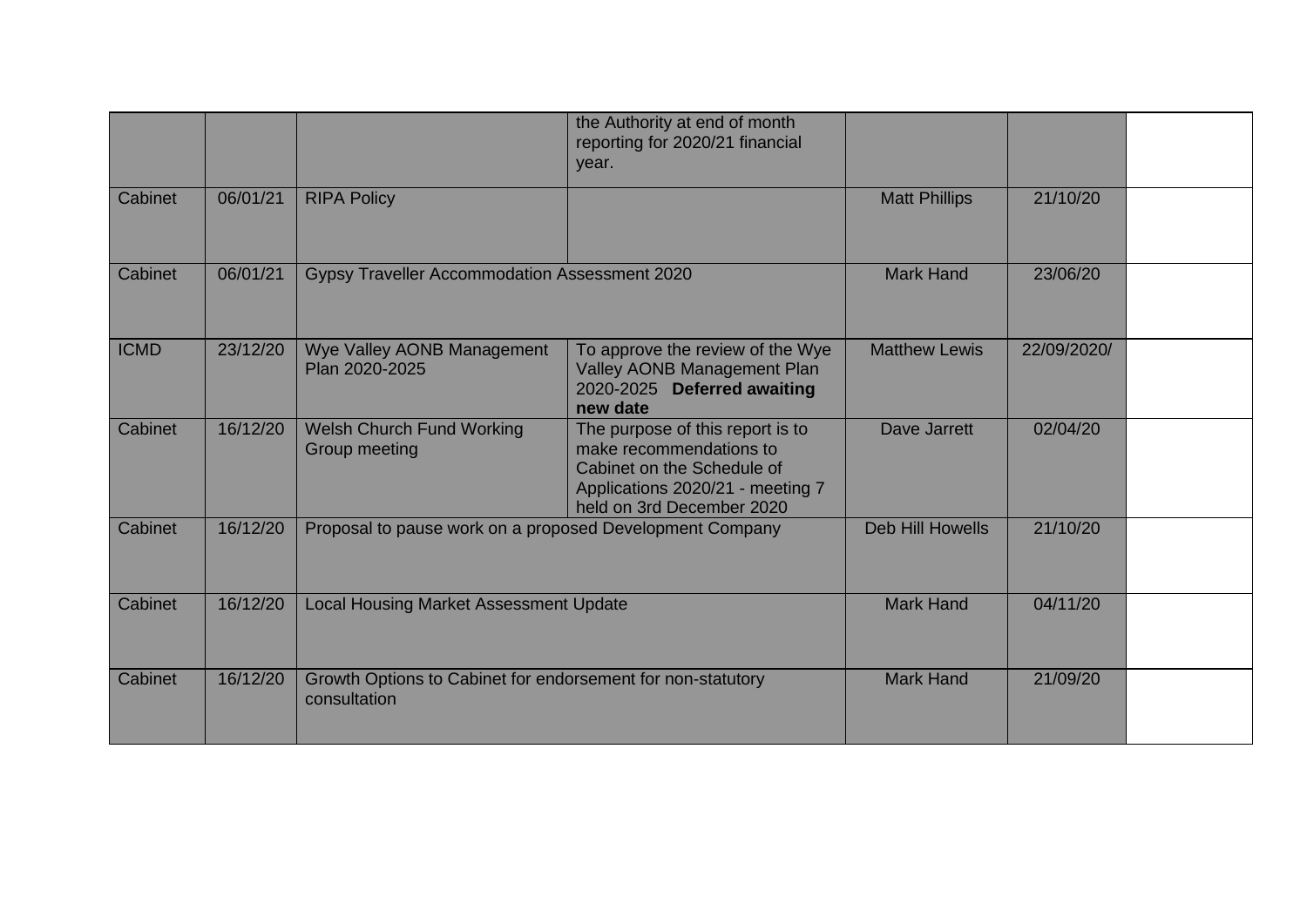|  |  |  | the Authority at end of month reporting for 2020/21 financial year. |  |  |  |
|---|---|---|---|---|---|---|
| Cabinet | 06/01/21 | RIPA Policy |  | Matt Phillips | 21/10/20 |  |
| Cabinet | 06/01/21 | Gypsy Traveller Accommodation Assessment 2020 |  | Mark Hand | 23/06/20 |  |
| ICMD | 23/12/20 | Wye Valley AONB Management Plan 2020-2025 | To approve the review of the Wye Valley AONB Management Plan 2020-2025 **Deferred awaiting new date** | Matthew Lewis | 22/09/2020/ |  |
| Cabinet | 16/12/20 | Welsh Church Fund Working Group meeting | The purpose of this report is to make recommendations to Cabinet on the Schedule of Applications 2020/21 - meeting 7 held on 3rd December 2020 | Dave Jarrett | 02/04/20 |  |
| Cabinet | 16/12/20 | Proposal to pause work on a proposed Development Company |  | Deb Hill Howells | 21/10/20 |  |
| Cabinet | 16/12/20 | Local Housing Market Assessment Update |  | Mark Hand | 04/11/20 |  |
| Cabinet | 16/12/20 | Growth Options to Cabinet for endorsement for non-statutory consultation |  | Mark Hand | 21/09/20 |  |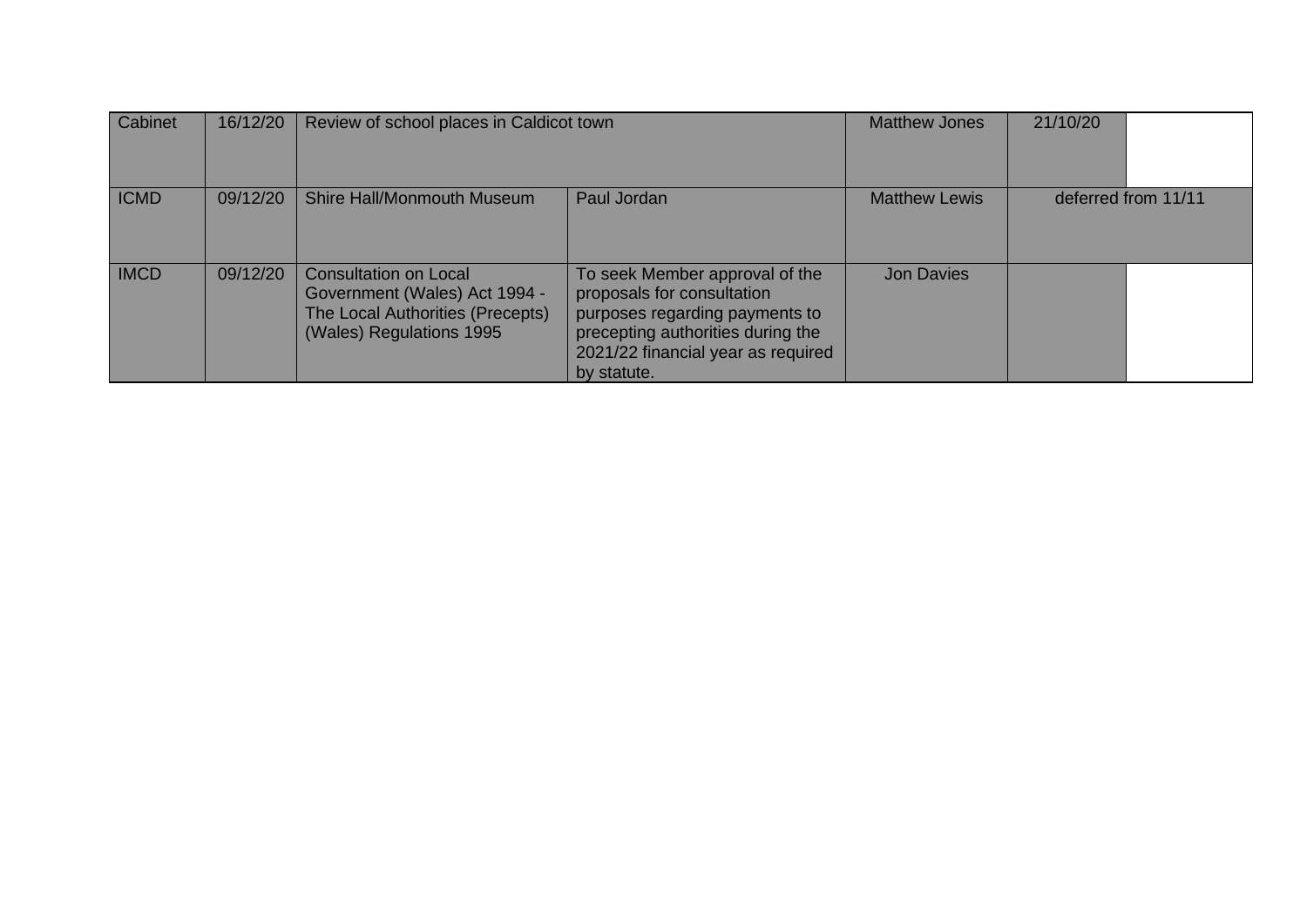| | | | | | | |
|---|---|---|---|---|---|---|
| Cabinet | 16/12/20 | Review of school places in Caldicot town | | Matthew Jones | 21/10/20 | |
| ICMD | 09/12/20 | Shire Hall/Monmouth Museum | Paul Jordan | Matthew Lewis | deferred from 11/11 | |
| IMCD | 09/12/20 | Consultation on Local Government (Wales) Act 1994 - The Local Authorities (Precepts) (Wales) Regulations 1995 | To seek Member approval of the proposals for consultation purposes regarding payments to precepting authorities during the 2021/22 financial year as required by statute. | Jon Davies | | |